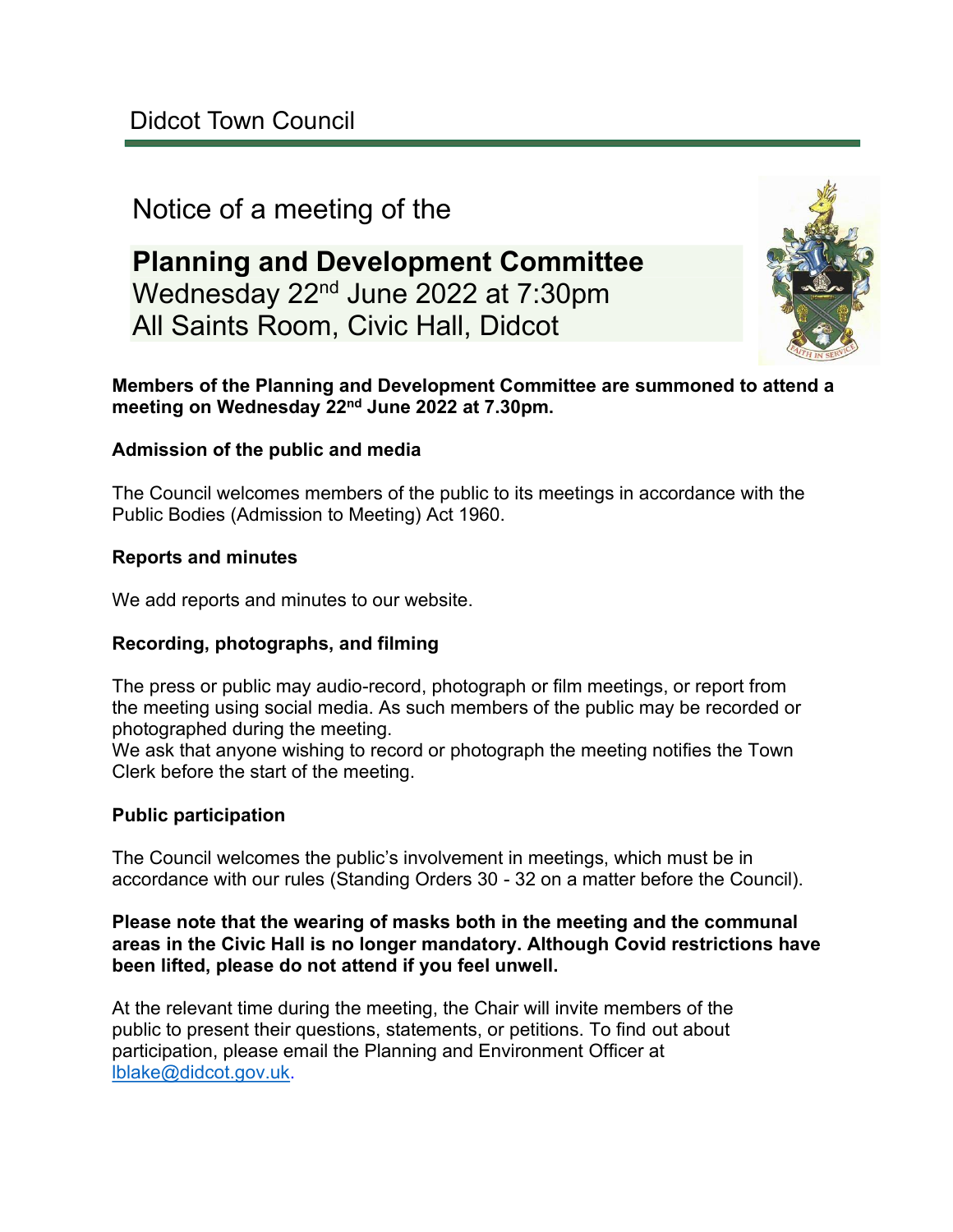Didcot Town Council

Notice of a meeting of the

# Planning and Development Committee

Wednesday 22nd June 2022 at 7:30pm
All Saints Room, Civic Hall, Didcot

**Members of the Planning and Development Committee are summoned to attend a meeting on Wednesday 22nd June 2022 at 7.30pm.**

**Admission of the public and media**

The Council welcomes members of the public to its meetings in accordance with the Public Bodies (Admission to Meeting) Act 1960.

**Reports and minutes**

We add reports and minutes to our website.

**Recording, photographs, and filming**

The press or public may audio-record, photograph or film meetings, or report from the meeting using social media. As such members of the public may be recorded or photographed during the meeting.
We ask that anyone wishing to record or photograph the meeting notifies the Town Clerk before the start of the meeting.

**Public participation**

The Council welcomes the public's involvement in meetings, which must be in accordance with our rules (Standing Orders 30 - 32 on a matter before the Council).

**Please note that the wearing of masks both in the meeting and the communal areas in the Civic Hall is no longer mandatory. Although Covid restrictions have been lifted, please do not attend if you feel unwell.**

At the relevant time during the meeting, the Chair will invite members of the public to present their questions, statements, or petitions. To find out about participation, please email the Planning and Environment Officer at lblake@didcot.gov.uk.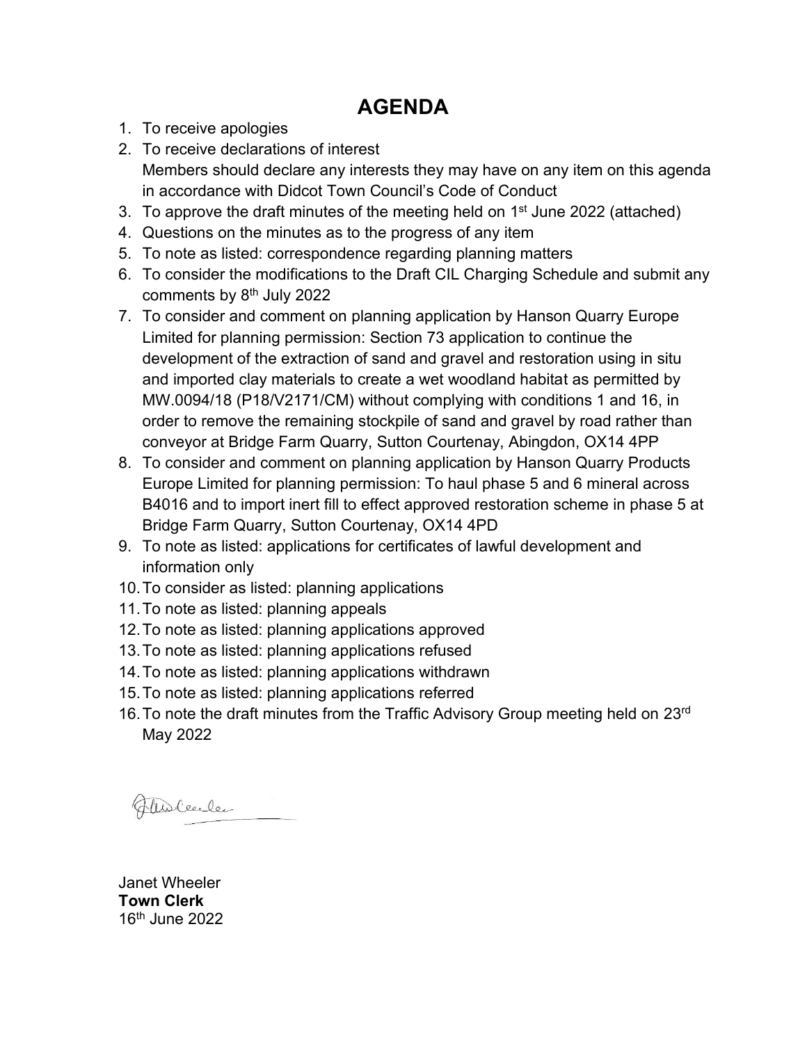# AGENDA

1. To receive apologies
2. To receive declarations of interest
   Members should declare any interests they may have on any item on this agenda in accordance with Didcot Town Council's Code of Conduct
3. To approve the draft minutes of the meeting held on 1st June 2022 (attached)
4. Questions on the minutes as to the progress of any item
5. To note as listed: correspondence regarding planning matters
6. To consider the modifications to the Draft CIL Charging Schedule and submit any comments by 8th July 2022
7. To consider and comment on planning application by Hanson Quarry Europe Limited for planning permission: Section 73 application to continue the development of the extraction of sand and gravel and restoration using in situ and imported clay materials to create a wet woodland habitat as permitted by MW.0094/18 (P18/V2171/CM) without complying with conditions 1 and 16, in order to remove the remaining stockpile of sand and gravel by road rather than conveyor at Bridge Farm Quarry, Sutton Courtenay, Abingdon, OX14 4PP
8. To consider and comment on planning application by Hanson Quarry Products Europe Limited for planning permission: To haul phase 5 and 6 mineral across B4016 and to import inert fill to effect approved restoration scheme in phase 5 at Bridge Farm Quarry, Sutton Courtenay, OX14 4PD
9. To note as listed: applications for certificates of lawful development and information only
10. To consider as listed: planning applications
11. To note as listed: planning appeals
12. To note as listed: planning applications approved
13. To note as listed: planning applications refused
14. To note as listed: planning applications withdrawn
15. To note as listed: planning applications referred
16. To note the draft minutes from the Traffic Advisory Group meeting held on 23rd May 2022

Janet Wheeler
**Town Clerk**
16th June 2022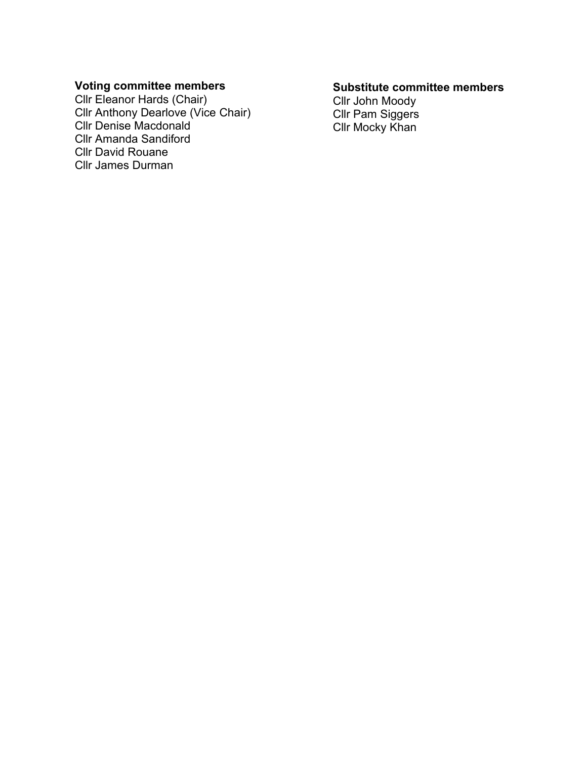**Voting committee members**

Cllr Eleanor Hards (Chair)
Cllr Anthony Dearlove (Vice Chair)
Cllr Denise Macdonald
Cllr Amanda Sandiford
Cllr David Rouane
Cllr James Durman

**Substitute committee members**

Cllr John Moody
Cllr Pam Siggers
Cllr Mocky Khan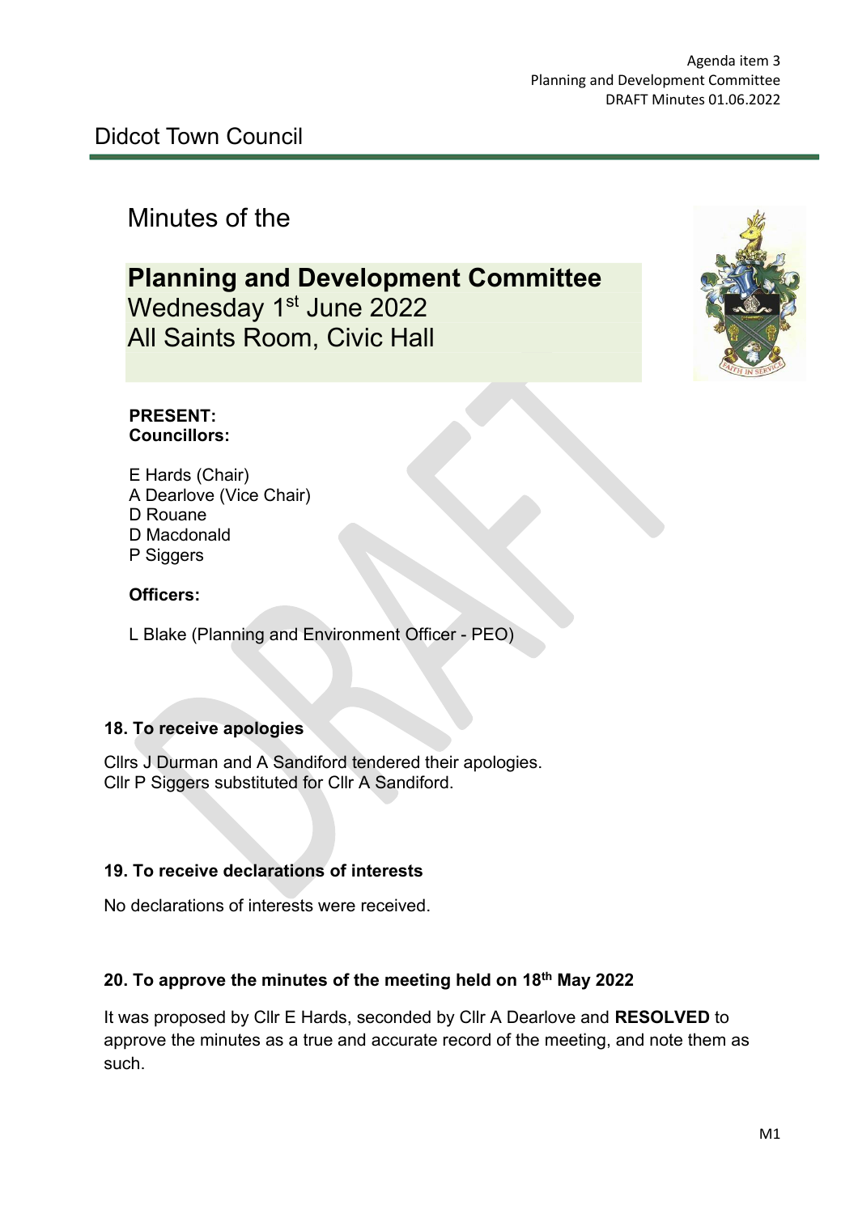Agenda item 3
Planning and Development Committee
DRAFT Minutes 01.06.2022

Didcot Town Council

# Minutes of the

## Planning and Development Committee

Wednesday 1st June 2022
All Saints Room, Civic Hall

**PRESENT:**
**Councillors:**

E Hards (Chair)
A Dearlove (Vice Chair)
D Rouane
D Macdonald
P Siggers

**Officers:**

L Blake (Planning and Environment Officer - PEO)

### 18. To receive apologies

Cllrs J Durman and A Sandiford tendered their apologies.
Cllr P Siggers substituted for Cllr A Sandiford.

### 19. To receive declarations of interests

No declarations of interests were received.

### 20. To approve the minutes of the meeting held on 18th May 2022

It was proposed by Cllr E Hards, seconded by Cllr A Dearlove and **RESOLVED** to approve the minutes as a true and accurate record of the meeting, and note them as such.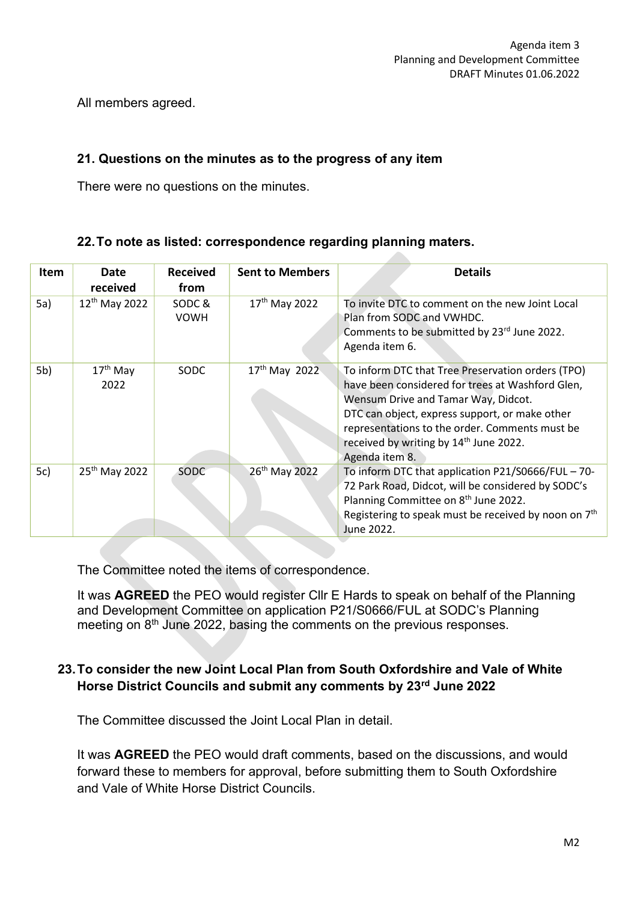All members agreed.

## 21. Questions on the minutes as to the progress of any item

There were no questions on the minutes.

## 22. To note as listed: correspondence regarding planning maters.

| Item | Date received | Received from | Sent to Members | Details |
|---|---|---|---|---|
| 5a) | 12th May 2022 | SODC & VOWH | 17th May 2022 | To invite DTC to comment on the new Joint Local Plan from SODC and VWHDC. Comments to be submitted by 23rd June 2022. Agenda item 6. |
| 5b) | 17th May 2022 | SODC | 17th May 2022 | To inform DTC that Tree Preservation orders (TPO) have been considered for trees at Washford Glen, Wensum Drive and Tamar Way, Didcot. DTC can object, express support, or make other representations to the order. Comments must be received by writing by 14th June 2022. Agenda item 8. |
| 5c) | 25th May 2022 | SODC | 26th May 2022 | To inform DTC that application P21/S0666/FUL – 70-72 Park Road, Didcot, will be considered by SODC's Planning Committee on 8th June 2022. Registering to speak must be received by noon on 7th June 2022. |

The Committee noted the items of correspondence.

It was **AGREED** the PEO would register Cllr E Hards to speak on behalf of the Planning and Development Committee on application P21/S0666/FUL at SODC's Planning meeting on 8th June 2022, basing the comments on the previous responses.

## 23. To consider the new Joint Local Plan from South Oxfordshire and Vale of White Horse District Councils and submit any comments by 23rd June 2022

The Committee discussed the Joint Local Plan in detail.

It was **AGREED** the PEO would draft comments, based on the discussions, and would forward these to members for approval, before submitting them to South Oxfordshire and Vale of White Horse District Councils.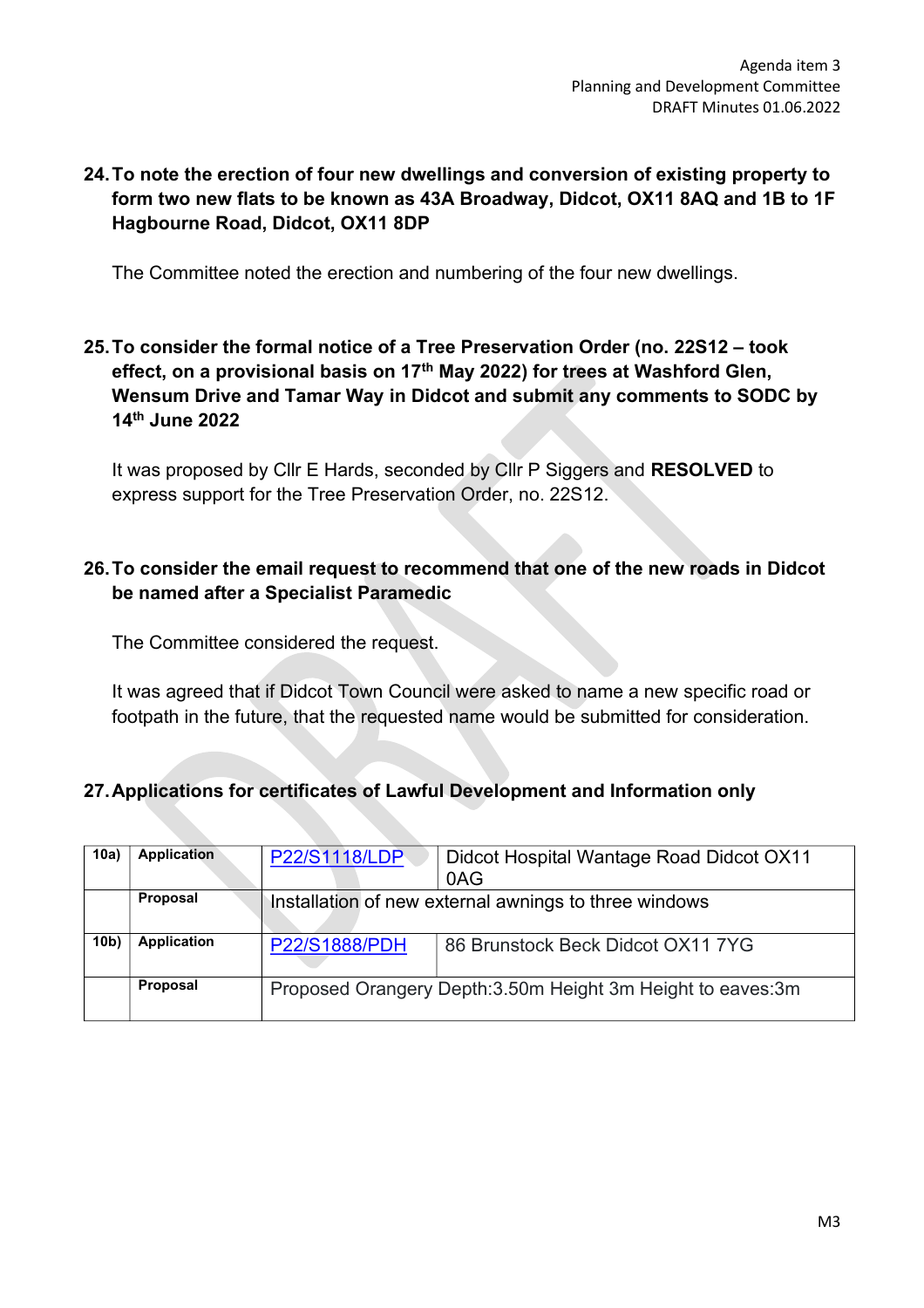**24. To note the erection of four new dwellings and conversion of existing property to form two new flats to be known as 43A Broadway, Didcot, OX11 8AQ and 1B to 1F Hagbourne Road, Didcot, OX11 8DP**

The Committee noted the erection and numbering of the four new dwellings.

**25. To consider the formal notice of a Tree Preservation Order (no. 22S12 – took effect, on a provisional basis on 17th May 2022) for trees at Washford Glen, Wensum Drive and Tamar Way in Didcot and submit any comments to SODC by 14th June 2022**

It was proposed by Cllr E Hards, seconded by Cllr P Siggers and **RESOLVED** to express support for the Tree Preservation Order, no. 22S12.

**26. To consider the email request to recommend that one of the new roads in Didcot be named after a Specialist Paramedic**

The Committee considered the request.

It was agreed that if Didcot Town Council were asked to name a new specific road or footpath in the future, that the requested name would be submitted for consideration.

**27. Applications for certificates of Lawful Development and Information only**

| | | | |
|---|---|---|---|
| **10a)** | **Application** | P22/S1118/LDP | Didcot Hospital Wantage Road Didcot OX11 0AG |
| | **Proposal** | Installation of new external awnings to three windows | |
| **10b)** | **Application** | P22/S1888/PDH | 86 Brunstock Beck Didcot OX11 7YG |
| | **Proposal** | Proposed Orangery Depth:3.50m Height 3m Height to eaves:3m | |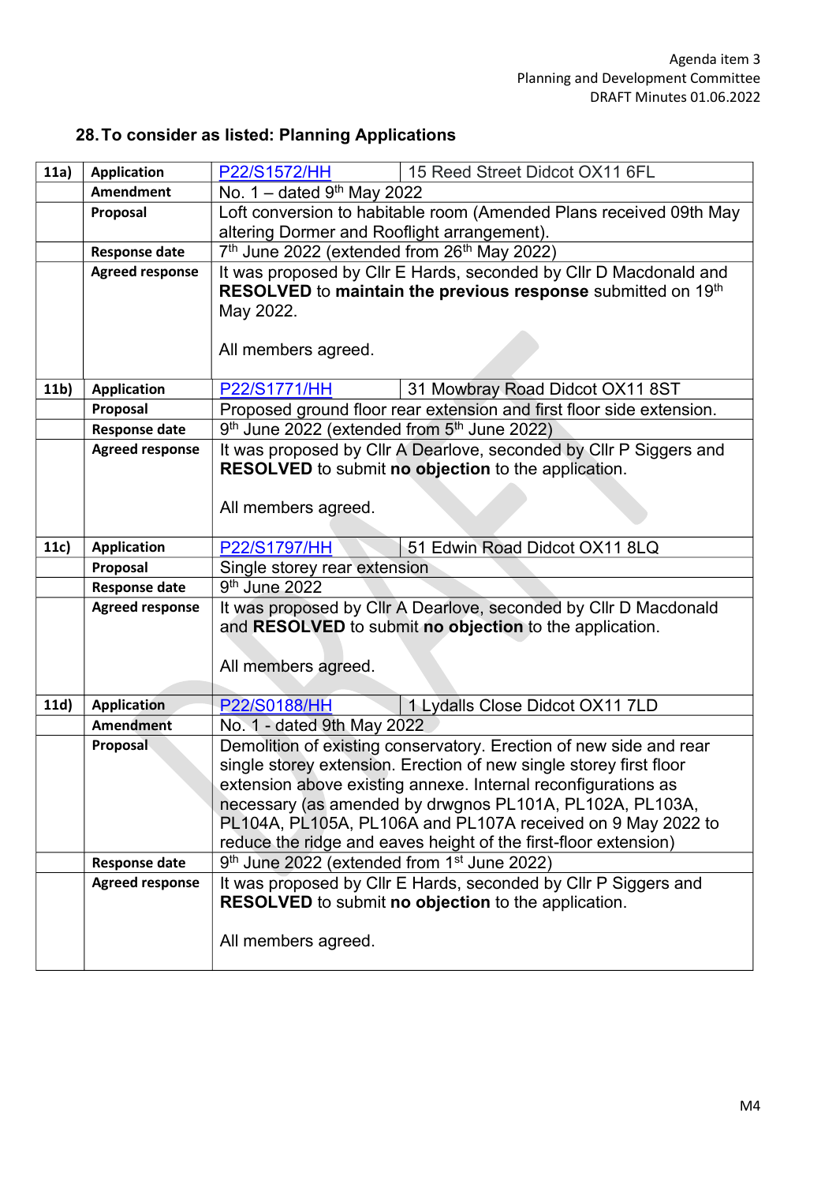Agenda item 3
Planning and Development Committee
DRAFT Minutes 01.06.2022

## 28. To consider as listed: Planning Applications

| | | | |
|---|---|---|---|
| **11a)** | **Application** | P22/S1572/HH | 15 Reed Street Didcot OX11 6FL |
| | **Amendment** | No. 1 – dated 9th May 2022 | |
| | **Proposal** | Loft conversion to habitable room (Amended Plans received 09th May altering Dormer and Rooflight arrangement). | |
| | **Response date** | 7th June 2022 (extended from 26th May 2022) | |
| | **Agreed response** | It was proposed by Cllr E Hards, seconded by Cllr D Macdonald and **RESOLVED** to **maintain the previous response** submitted on 19th May 2022.<br><br>All members agreed. | |
| **11b)** | **Application** | P22/S1771/HH | 31 Mowbray Road Didcot OX11 8ST |
| | **Proposal** | Proposed ground floor rear extension and first floor side extension. | |
| | **Response date** | 9th June 2022 (extended from 5th June 2022) | |
| | **Agreed response** | It was proposed by Cllr A Dearlove, seconded by Cllr P Siggers and **RESOLVED** to submit **no objection** to the application.<br><br>All members agreed. | |
| **11c)** | **Application** | P22/S1797/HH | 51 Edwin Road Didcot OX11 8LQ |
| | **Proposal** | Single storey rear extension | |
| | **Response date** | 9th June 2022 | |
| | **Agreed response** | It was proposed by Cllr A Dearlove, seconded by Cllr D Macdonald and **RESOLVED** to submit **no objection** to the application.<br><br>All members agreed. | |
| **11d)** | **Application** | P22/S0188/HH | 1 Lydalls Close Didcot OX11 7LD |
| | **Amendment** | No. 1 - dated 9th May 2022 | |
| | **Proposal** | Demolition of existing conservatory. Erection of new side and rear single storey extension. Erection of new single storey first floor extension above existing annexe. Internal reconfigurations as necessary (as amended by drwgnos PL101A, PL102A, PL103A, PL104A, PL105A, PL106A and PL107A received on 9 May 2022 to reduce the ridge and eaves height of the first-floor extension) | |
| | **Response date** | 9th June 2022 (extended from 1st June 2022) | |
| | **Agreed response** | It was proposed by Cllr E Hards, seconded by Cllr P Siggers and **RESOLVED** to submit **no objection** to the application.<br><br>All members agreed. | |

M4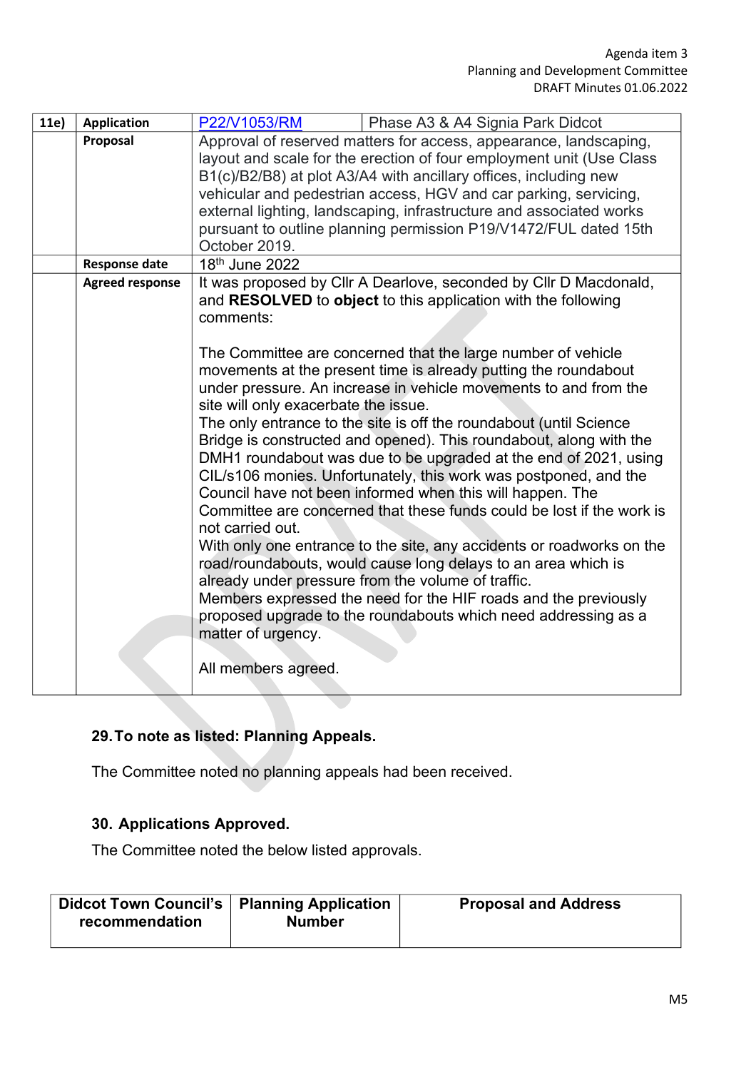| 11e) | Application | P22/V1053/RM | Phase A3 & A4 Signia Park Didcot |
|---|---|---|---|
| | Proposal | Approval of reserved matters for access, appearance, landscaping, layout and scale for the erection of four employment unit (Use Class B1(c)/B2/B8) at plot A3/A4 with ancillary offices, including new vehicular and pedestrian access, HGV and car parking, servicing, external lighting, landscaping, infrastructure and associated works pursuant to outline planning permission P19/V1472/FUL dated 15th October 2019. | |
| | Response date | 18th June 2022 | |
| | Agreed response | It was proposed by Cllr A Dearlove, seconded by Cllr D Macdonald, and **RESOLVED** to **object** to this application with the following comments:<br><br>The Committee are concerned that the large number of vehicle movements at the present time is already putting the roundabout under pressure. An increase in vehicle movements to and from the site will only exacerbate the issue.<br>The only entrance to the site is off the roundabout (until Science Bridge is constructed and opened). This roundabout, along with the DMH1 roundabout was due to be upgraded at the end of 2021, using CIL/s106 monies. Unfortunately, this work was postponed, and the Council have not been informed when this will happen. The Committee are concerned that these funds could be lost if the work is not carried out.<br>With only one entrance to the site, any accidents or roadworks on the road/roundabouts, would cause long delays to an area which is already under pressure from the volume of traffic.<br>Members expressed the need for the HIF roads and the previously proposed upgrade to the roundabouts which need addressing as a matter of urgency.<br><br>All members agreed. | |

## 29. To note as listed: Planning Appeals.

The Committee noted no planning appeals had been received.

## 30. Applications Approved.

The Committee noted the below listed approvals.

| Didcot Town Council's recommendation | Planning Application Number | Proposal and Address |
|---|---|---|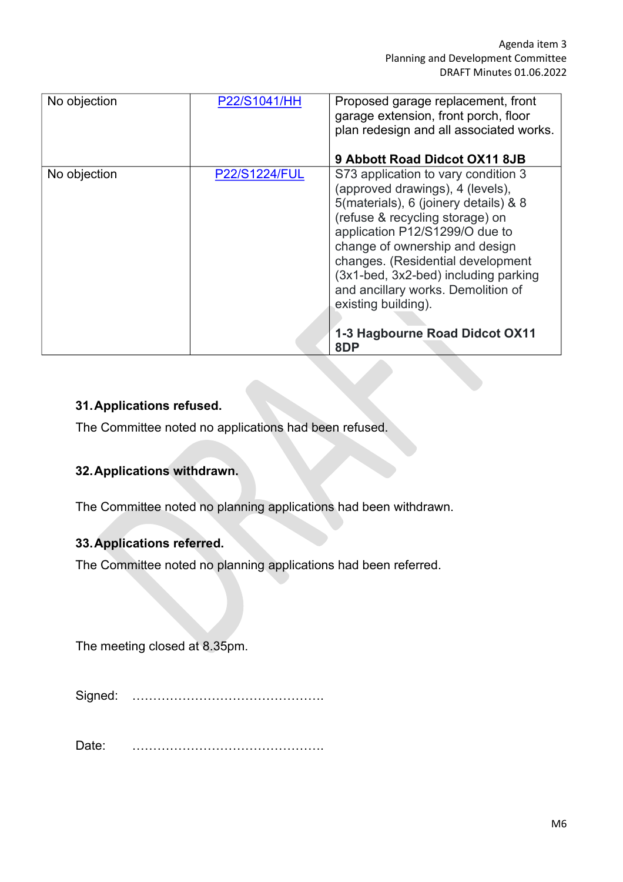| No objection | P22/S1041/HH | Proposed garage replacement, front garage extension, front porch, floor plan redesign and all associated works.<br><br>**9 Abbott Road Didcot OX11 8JB** |
|---|---|---|
| No objection | P22/S1224/FUL | S73 application to vary condition 3 (approved drawings), 4 (levels), 5(materials), 6 (joinery details) & 8 (refuse & recycling storage) on application P12/S1299/O due to change of ownership and design changes. (Residential development (3x1-bed, 3x2-bed) including parking and ancillary works. Demolition of existing building).<br><br>**1-3 Hagbourne Road Didcot OX11 8DP** |

### 31. Applications refused.

The Committee noted no applications had been refused.

### 32. Applications withdrawn.

The Committee noted no planning applications had been withdrawn.

### 33. Applications referred.

The Committee noted no planning applications had been referred.

The meeting closed at 8.35pm.

Signed: ……………………………………….

Date: ……………………………………….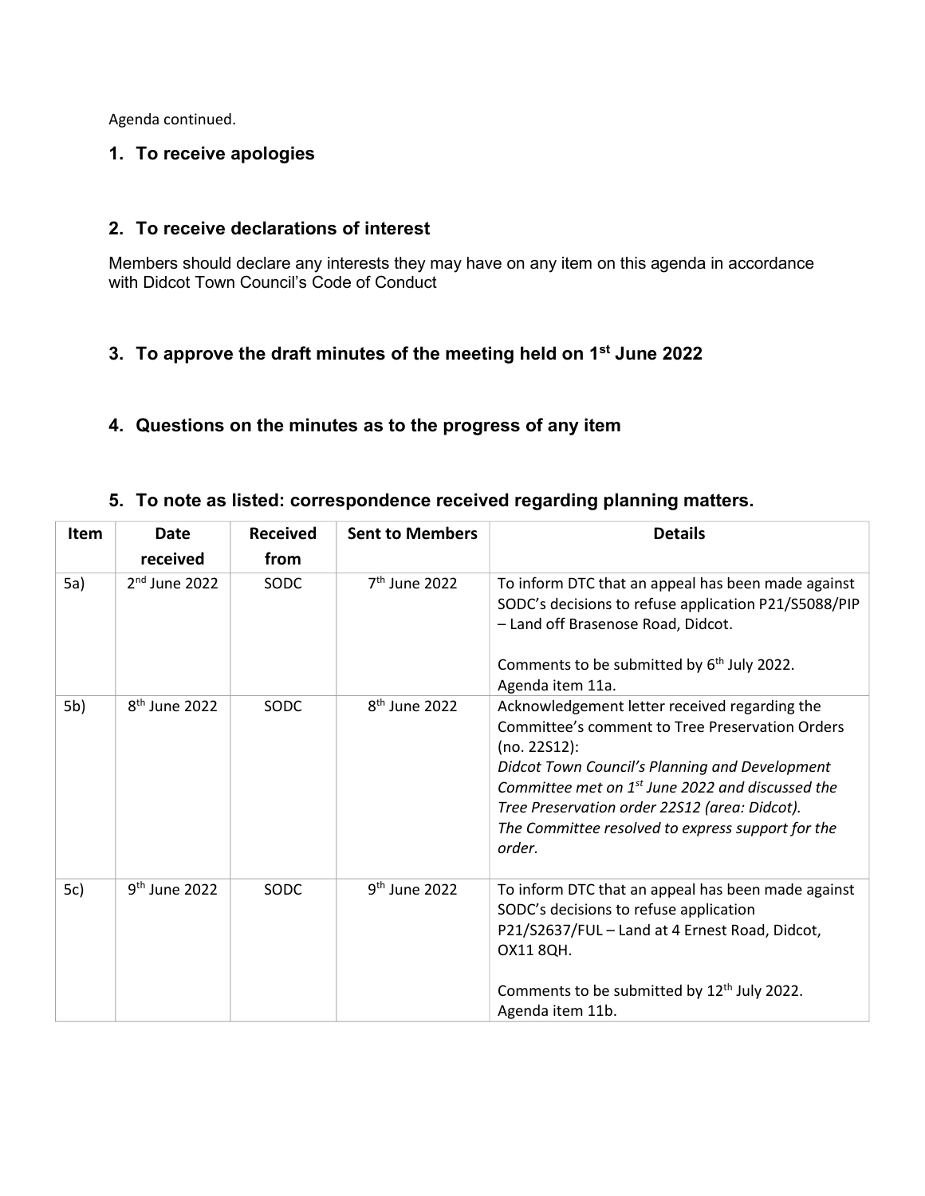Agenda continued.

## 1. To receive apologies

## 2. To receive declarations of interest

Members should declare any interests they may have on any item on this agenda in accordance with Didcot Town Council's Code of Conduct

## 3. To approve the draft minutes of the meeting held on 1st June 2022

## 4. Questions on the minutes as to the progress of any item

## 5. To note as listed: correspondence received regarding planning matters.

| Item | Date received | Received from | Sent to Members | Details |
|---|---|---|---|---|
| 5a) | 2nd June 2022 | SODC | 7th June 2022 | To inform DTC that an appeal has been made against SODC's decisions to refuse application P21/S5088/PIP – Land off Brasenose Road, Didcot.<br><br>Comments to be submitted by 6th July 2022.<br>Agenda item 11a. |
| 5b) | 8th June 2022 | SODC | 8th June 2022 | Acknowledgement letter received regarding the Committee's comment to Tree Preservation Orders (no. 22S12):<br>*Didcot Town Council's Planning and Development Committee met on 1st June 2022 and discussed the Tree Preservation order 22S12 (area: Didcot).*<br>*The Committee resolved to express support for the order.* |
| 5c) | 9th June 2022 | SODC | 9th June 2022 | To inform DTC that an appeal has been made against SODC's decisions to refuse application P21/S2637/FUL – Land at 4 Ernest Road, Didcot, OX11 8QH.<br><br>Comments to be submitted by 12th July 2022.<br>Agenda item 11b. |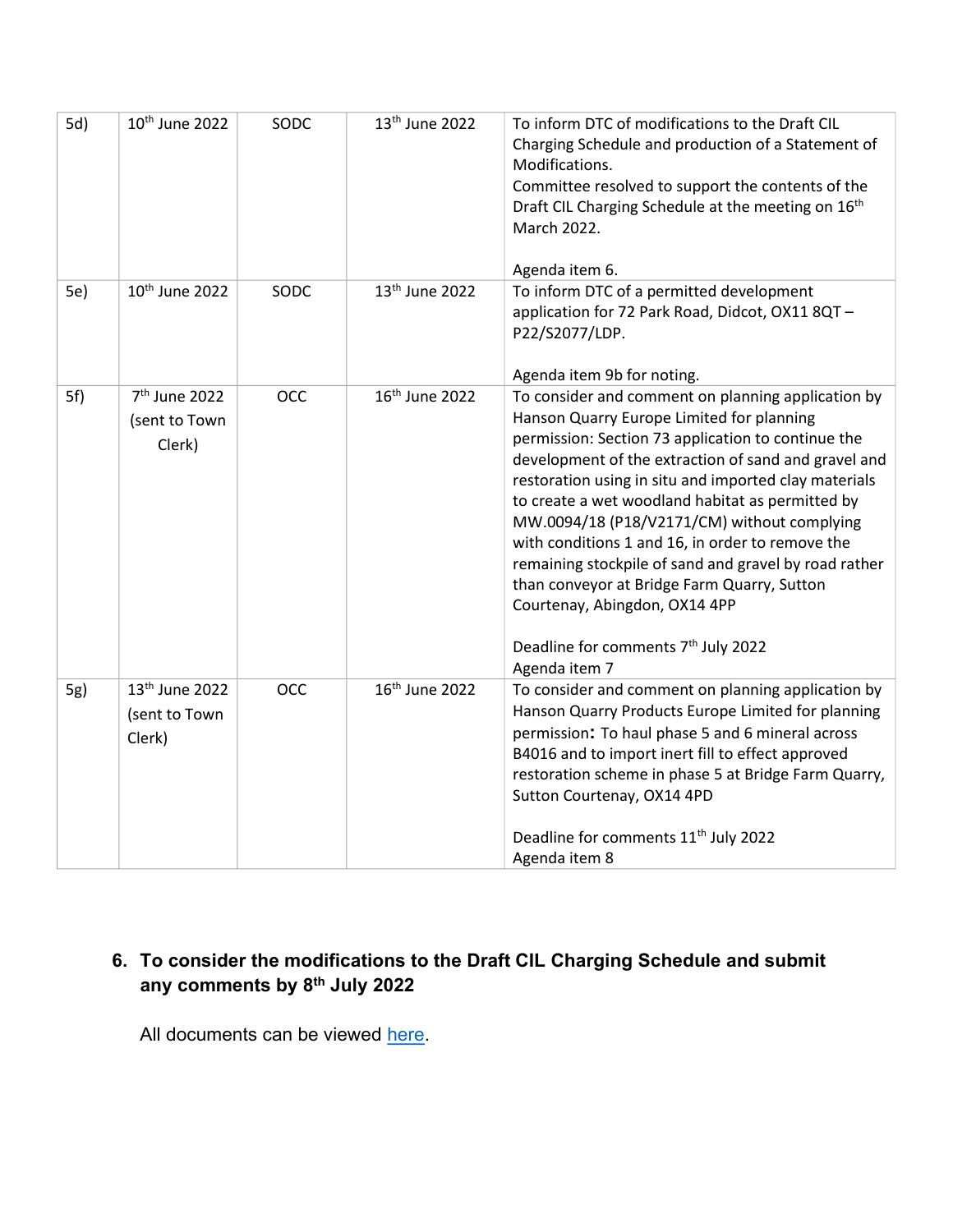| | | | | |
|---|---|---|---|---|
| 5d) | 10th June 2022 | SODC | 13th June 2022 | To inform DTC of modifications to the Draft CIL Charging Schedule and production of a Statement of Modifications.<br>Committee resolved to support the contents of the Draft CIL Charging Schedule at the meeting on 16th March 2022.<br><br>Agenda item 6. |
| 5e) | 10th June 2022 | SODC | 13th June 2022 | To inform DTC of a permitted development application for 72 Park Road, Didcot, OX11 8QT – P22/S2077/LDP.<br><br>Agenda item 9b for noting. |
| 5f) | 7th June 2022 (sent to Town Clerk) | OCC | 16th June 2022 | To consider and comment on planning application by Hanson Quarry Europe Limited for planning permission: Section 73 application to continue the development of the extraction of sand and gravel and restoration using in situ and imported clay materials to create a wet woodland habitat as permitted by MW.0094/18 (P18/V2171/CM) without complying with conditions 1 and 16, in order to remove the remaining stockpile of sand and gravel by road rather than conveyor at Bridge Farm Quarry, Sutton Courtenay, Abingdon, OX14 4PP<br><br>Deadline for comments 7th July 2022<br>Agenda item 7 |
| 5g) | 13th June 2022 (sent to Town Clerk) | OCC | 16th June 2022 | To consider and comment on planning application by Hanson Quarry Products Europe Limited for planning permission**:** To haul phase 5 and 6 mineral across B4016 and to import inert fill to effect approved restoration scheme in phase 5 at Bridge Farm Quarry, Sutton Courtenay, OX14 4PD<br><br>Deadline for comments 11th July 2022<br>Agenda item 8 |

## 6. To consider the modifications to the Draft CIL Charging Schedule and submit any comments by 8th July 2022

All documents can be viewed here.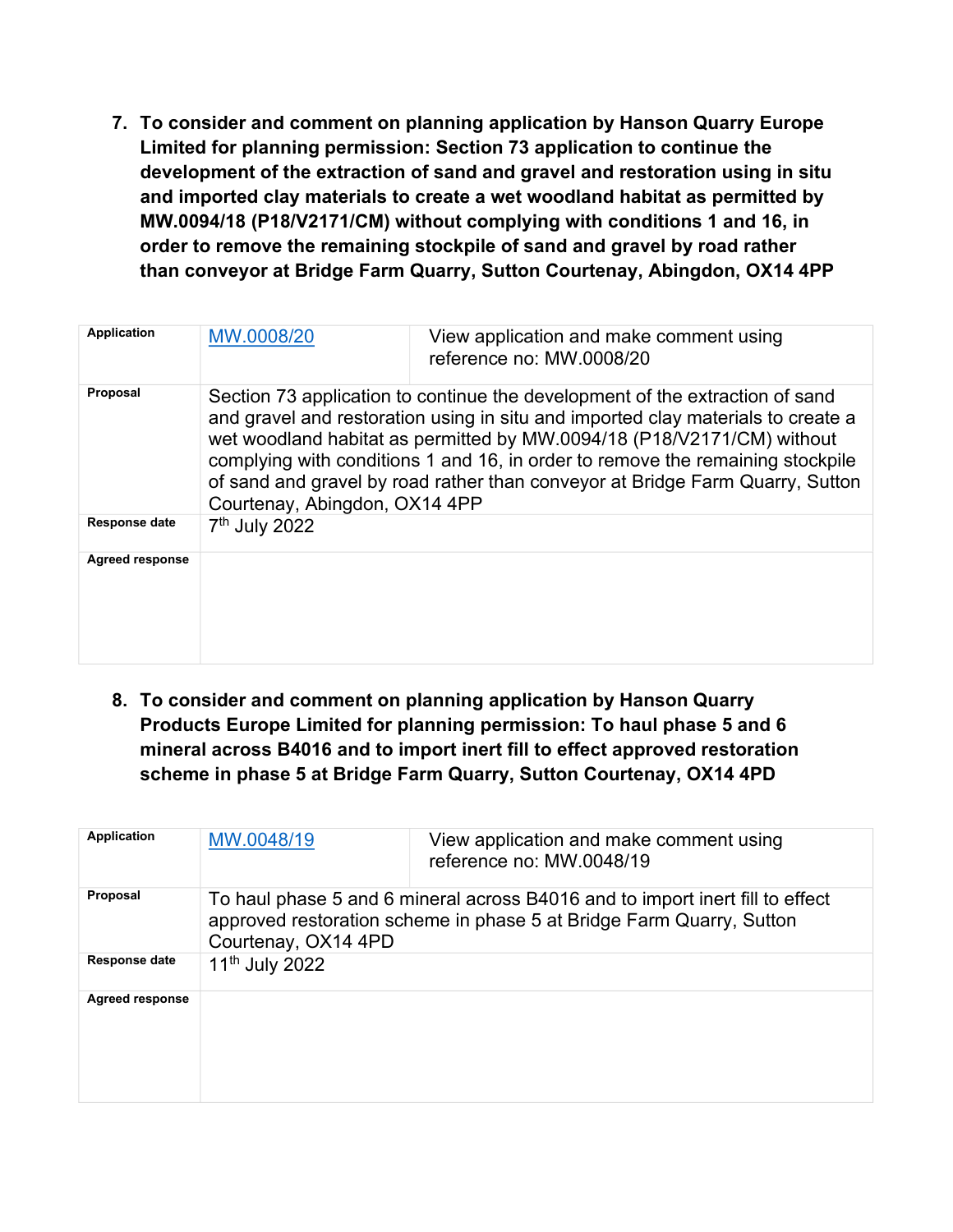7. **To consider and comment on planning application by Hanson Quarry Europe Limited for planning permission: Section 73 application to continue the development of the extraction of sand and gravel and restoration using in situ and imported clay materials to create a wet woodland habitat as permitted by MW.0094/18 (P18/V2171/CM) without complying with conditions 1 and 16, in order to remove the remaining stockpile of sand and gravel by road rather than conveyor at Bridge Farm Quarry, Sutton Courtenay, Abingdon, OX14 4PP**

| **Application** | MW.0008/20 | View application and make comment using reference no: MW.0008/20 |
|---|---|---|
| **Proposal** | Section 73 application to continue the development of the extraction of sand and gravel and restoration using in situ and imported clay materials to create a wet woodland habitat as permitted by MW.0094/18 (P18/V2171/CM) without complying with conditions 1 and 16, in order to remove the remaining stockpile of sand and gravel by road rather than conveyor at Bridge Farm Quarry, Sutton Courtenay, Abingdon, OX14 4PP | |
| **Response date** | 7th July 2022 | |
| **Agreed response** | | |

8. **To consider and comment on planning application by Hanson Quarry Products Europe Limited for planning permission: To haul phase 5 and 6 mineral across B4016 and to import inert fill to effect approved restoration scheme in phase 5 at Bridge Farm Quarry, Sutton Courtenay, OX14 4PD**

| **Application** | MW.0048/19 | View application and make comment using reference no: MW.0048/19 |
|---|---|---|
| **Proposal** | To haul phase 5 and 6 mineral across B4016 and to import inert fill to effect approved restoration scheme in phase 5 at Bridge Farm Quarry, Sutton Courtenay, OX14 4PD | |
| **Response date** | 11th July 2022 | |
| **Agreed response** | | |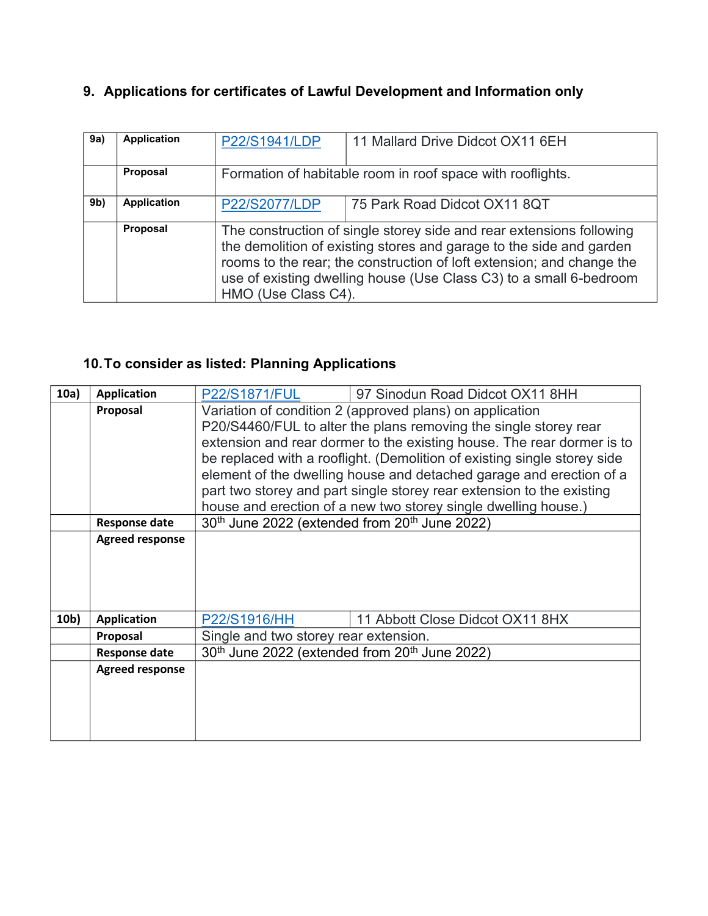## 9. Applications for certificates of Lawful Development and Information only

| | | | |
|---|---|---|---|
| 9a) | **Application** | P22/S1941/LDP | 11 Mallard Drive Didcot OX11 6EH |
| | **Proposal** | Formation of habitable room in roof space with rooflights. | |
| 9b) | **Application** | P22/S2077/LDP | 75 Park Road Didcot OX11 8QT |
| | **Proposal** | The construction of single storey side and rear extensions following the demolition of existing stores and garage to the side and garden rooms to the rear; the construction of loft extension; and change the use of existing dwelling house (Use Class C3) to a small 6-bedroom HMO (Use Class C4). | |

## 10. To consider as listed: Planning Applications

| | | | |
|---|---|---|---|
| **10a)** | **Application** | P22/S1871/FUL | 97 Sinodun Road Didcot OX11 8HH |
| | **Proposal** | Variation of condition 2 (approved plans) on application P20/S4460/FUL to alter the plans removing the single storey rear extension and rear dormer to the existing house. The rear dormer is to be replaced with a rooflight. (Demolition of existing single storey side element of the dwelling house and detached garage and erection of a part two storey and part single storey rear extension to the existing house and erection of a new two storey single dwelling house.) | |
| | **Response date** | 30th June 2022 (extended from 20th June 2022) | |
| | **Agreed response** | | |
| **10b)** | **Application** | P22/S1916/HH | 11 Abbott Close Didcot OX11 8HX |
| | **Proposal** | Single and two storey rear extension. | |
| | **Response date** | 30th June 2022 (extended from 20th June 2022) | |
| | **Agreed response** | | |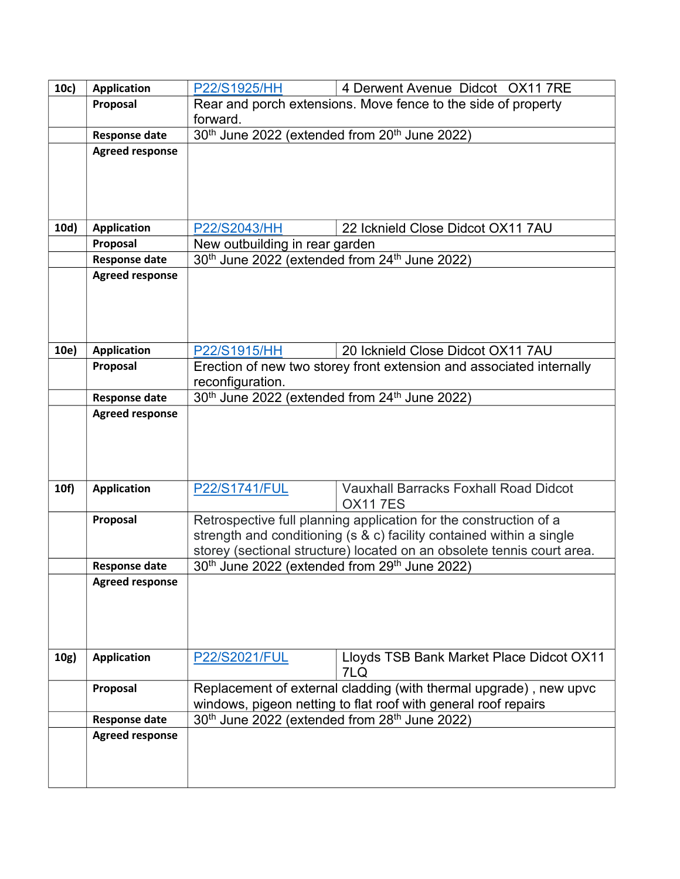| | | | |
|---|---|---|---|
| **10c)** | **Application** | P22/S1925/HH | 4 Derwent Avenue  Didcot   OX11 7RE |
| | **Proposal** | Rear and porch extensions. Move fence to the side of property forward. | |
| | **Response date** | 30th June 2022 (extended from 20th June 2022) | |
| | **Agreed response** | | |
| **10d)** | **Application** | P22/S2043/HH | 22 Icknield Close Didcot OX11 7AU |
| | **Proposal** | New outbuilding in rear garden | |
| | **Response date** | 30th June 2022 (extended from 24th June 2022) | |
| | **Agreed response** | | |
| **10e)** | **Application** | P22/S1915/HH | 20 Icknield Close Didcot OX11 7AU |
| | **Proposal** | Erection of new two storey front extension and associated internally reconfiguration. | |
| | **Response date** | 30th June 2022 (extended from 24th June 2022) | |
| | **Agreed response** | | |
| **10f)** | **Application** | P22/S1741/FUL | Vauxhall Barracks Foxhall Road Didcot OX11 7ES |
| | **Proposal** | Retrospective full planning application for the construction of a strength and conditioning (s & c) facility contained within a single storey (sectional structure) located on an obsolete tennis court area. | |
| | **Response date** | 30th June 2022 (extended from 29th June 2022) | |
| | **Agreed response** | | |
| **10g)** | **Application** | P22/S2021/FUL | Lloyds TSB Bank Market Place Didcot OX11 7LQ |
| | **Proposal** | Replacement of external cladding (with thermal upgrade) , new upvc windows, pigeon netting to flat roof with general roof repairs | |
| | **Response date** | 30th June 2022 (extended from 28th June 2022) | |
| | **Agreed response** | | |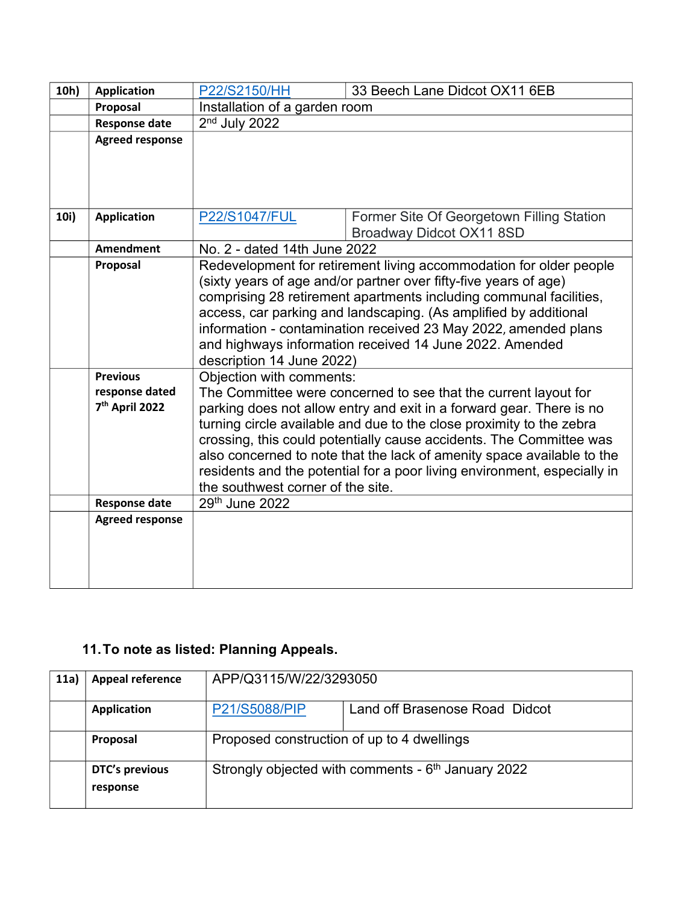| 10h) | Application | P22/S2150/HH | 33 Beech Lane Didcot OX11 6EB |
|---|---|---|---|
| | Proposal | Installation of a garden room | |
| | Response date | 2nd July 2022 | |
| | Agreed response | | |
| 10i) | Application | P22/S1047/FUL | Former Site Of Georgetown Filling Station Broadway Didcot OX11 8SD |
| | Amendment | No. 2 - dated 14th June 2022 | |
| | Proposal | Redevelopment for retirement living accommodation for older people (sixty years of age and/or partner over fifty-five years of age) comprising 28 retirement apartments including communal facilities, access, car parking and landscaping. (As amplified by additional information - contamination received 23 May 2022, amended plans and highways information received 14 June 2022. Amended description 14 June 2022) | |
| | Previous response dated 7th April 2022 | Objection with comments: The Committee were concerned to see that the current layout for parking does not allow entry and exit in a forward gear. There is no turning circle available and due to the close proximity to the zebra crossing, this could potentially cause accidents. The Committee was also concerned to note that the lack of amenity space available to the residents and the potential for a poor living environment, especially in the southwest corner of the site. | |
| | Response date | 29th June 2022 | |
| | Agreed response | | |

## 11. To note as listed: Planning Appeals.

| 11a) | Appeal reference | APP/Q3115/W/22/3293050 | |
|---|---|---|---|
| | Application | P21/S5088/PIP | Land off Brasenose Road Didcot |
| | Proposal | Proposed construction of up to 4 dwellings | |
| | DTC's previous response | Strongly objected with comments - 6th January 2022 | |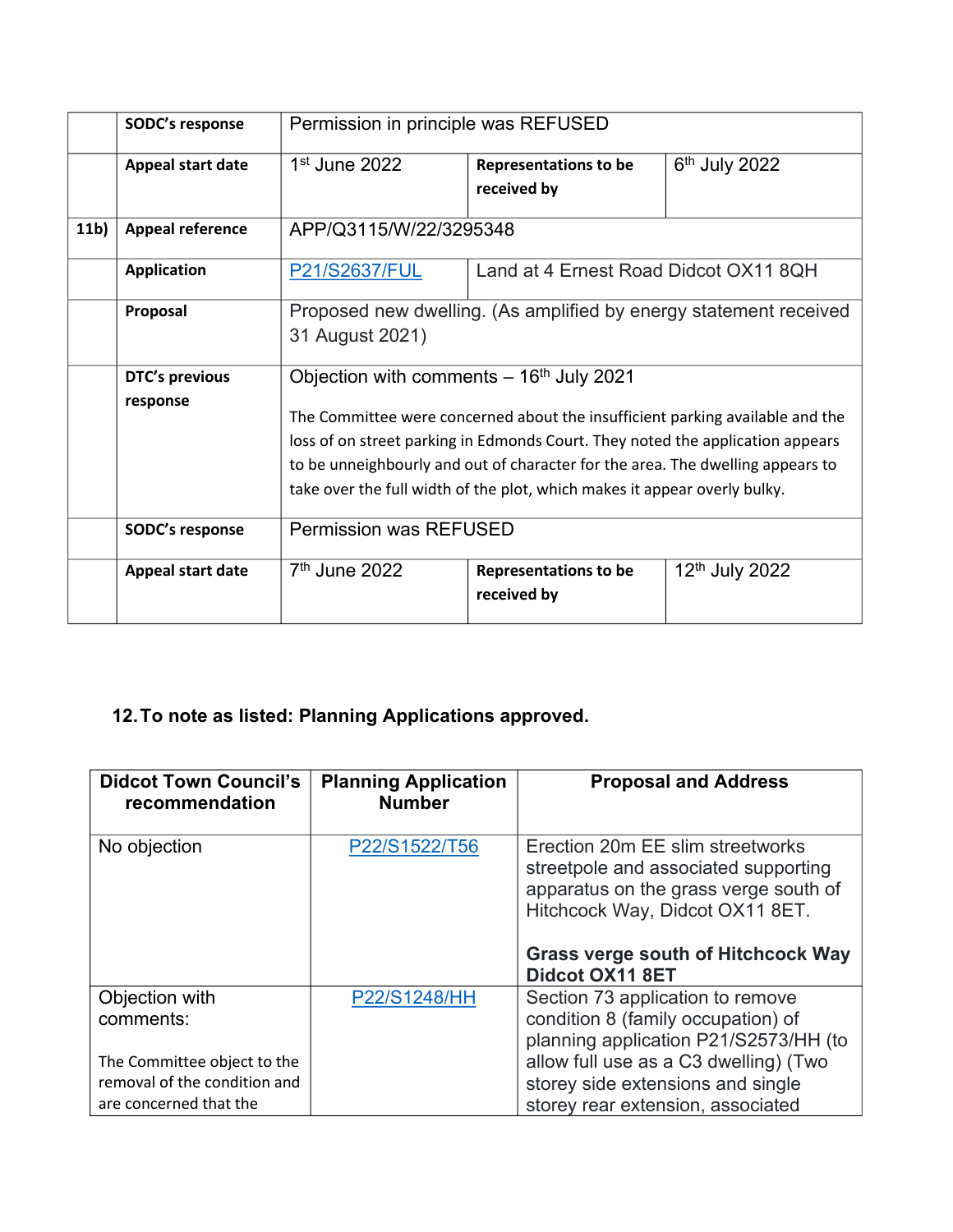| | | | | |
|---|---|---|---|---|
| | **SODC's response** | Permission in principle was REFUSED | | |
| | **Appeal start date** | 1st June 2022 | **Representations to be received by** | 6th July 2022 |
| **11b)** | **Appeal reference** | APP/Q3115/W/22/3295348 | | |
| | **Application** | [P21/S2637/FUL]() | Land at 4 Ernest Road Didcot OX11 8QH | |
| | **Proposal** | Proposed new dwelling. (As amplified by energy statement received 31 August 2021) | | |
| | **DTC's previous response** | Objection with comments – 16th July 2021<br><br>The Committee were concerned about the insufficient parking available and the loss of on street parking in Edmonds Court. They noted the application appears to be unneighbourly and out of character for the area. The dwelling appears to take over the full width of the plot, which makes it appear overly bulky. | | |
| | **SODC's response** | Permission was REFUSED | | |
| | **Appeal start date** | 7th June 2022 | **Representations to be received by** | 12th July 2022 |

## 12. To note as listed: Planning Applications approved.

| Didcot Town Council's recommendation | Planning Application Number | Proposal and Address |
|---|---|---|
| No objection | [P22/S1522/T56]() | Erection 20m EE slim streetworks streetpole and associated supporting apparatus on the grass verge south of Hitchcock Way, Didcot OX11 8ET.<br><br>**Grass verge south of Hitchcock Way Didcot OX11 8ET** |
| Objection with comments:<br><br>The Committee object to the removal of the condition and are concerned that the | [P22/S1248/HH]() | Section 73 application to remove condition 8 (family occupation) of planning application P21/S2573/HH (to allow full use as a C3 dwelling) (Two storey side extensions and single storey rear extension, associated |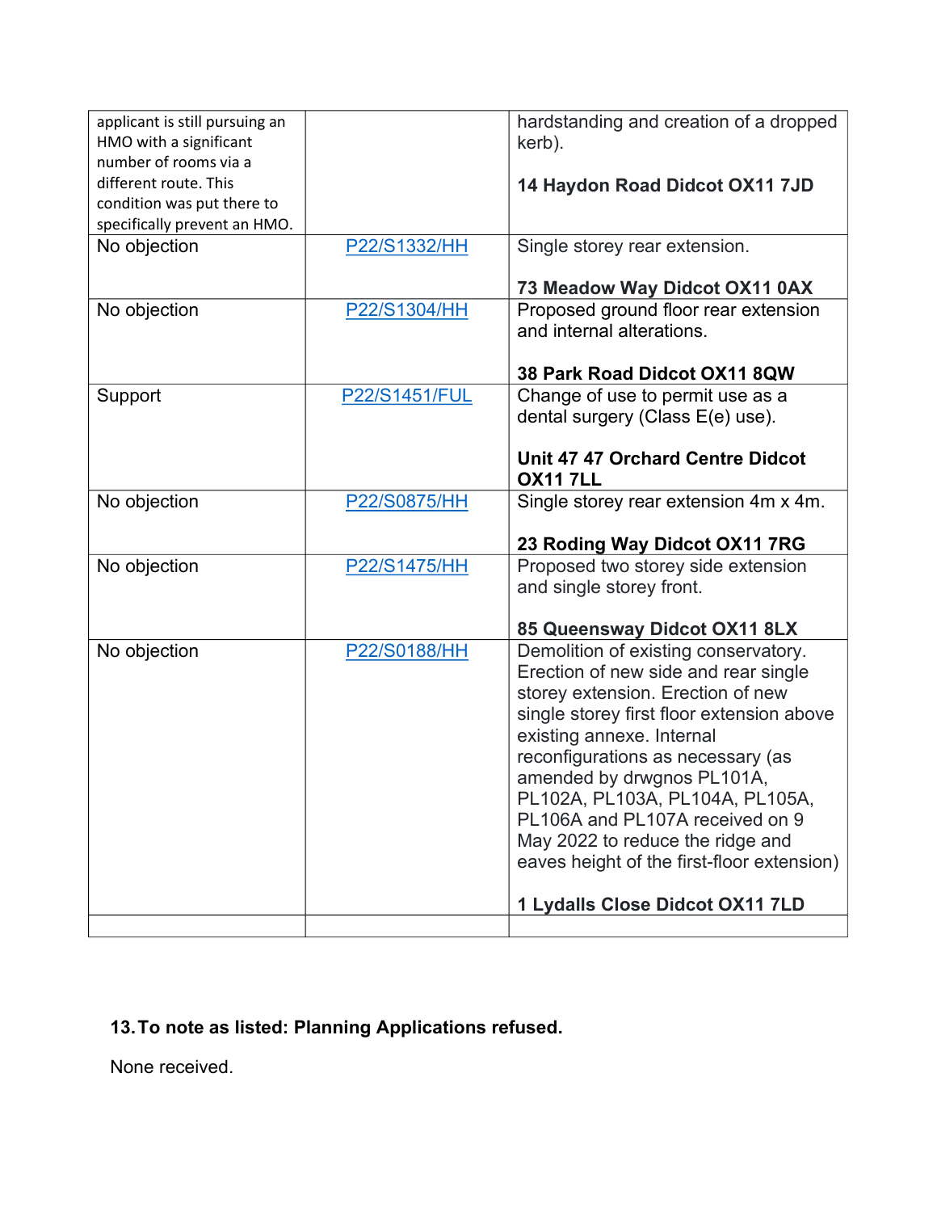| | | |
|---|---|---|
| applicant is still pursuing an HMO with a significant number of rooms via a different route. This condition was put there to specifically prevent an HMO. | | hardstanding and creation of a dropped kerb).<br><br>**14 Haydon Road Didcot OX11 7JD** |
| No objection | P22/S1332/HH | Single storey rear extension.<br><br>**73 Meadow Way Didcot OX11 0AX** |
| No objection | P22/S1304/HH | Proposed ground floor rear extension and internal alterations.<br><br>**38 Park Road Didcot OX11 8QW** |
| Support | P22/S1451/FUL | Change of use to permit use as a dental surgery (Class E(e) use).<br><br>**Unit 47 47 Orchard Centre Didcot OX11 7LL** |
| No objection | P22/S0875/HH | Single storey rear extension 4m x 4m.<br><br>**23 Roding Way Didcot OX11 7RG** |
| No objection | P22/S1475/HH | Proposed two storey side extension and single storey front.<br><br>**85 Queensway Didcot OX11 8LX** |
| No objection | P22/S0188/HH | Demolition of existing conservatory. Erection of new side and rear single storey extension. Erection of new single storey first floor extension above existing annexe. Internal reconfigurations as necessary (as amended by drwgnos PL101A, PL102A, PL103A, PL104A, PL105A, PL106A and PL107A received on 9 May 2022 to reduce the ridge and eaves height of the first-floor extension)<br><br>**1 Lydalls Close Didcot OX11 7LD** |
| | | |

**13. To note as listed: Planning Applications refused.**

None received.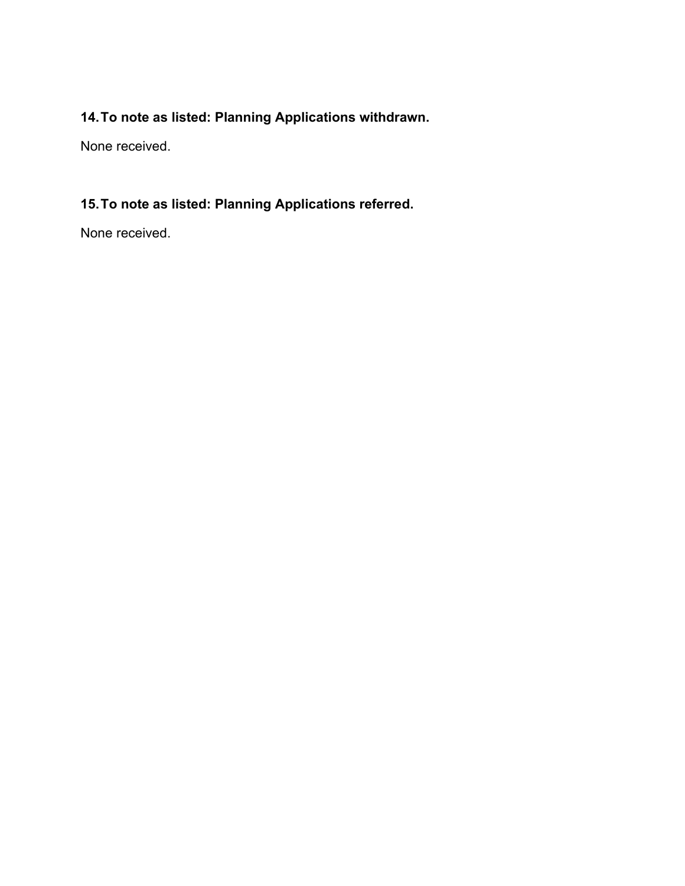**14. To note as listed: Planning Applications withdrawn.**

None received.

**15. To note as listed: Planning Applications referred.**

None received.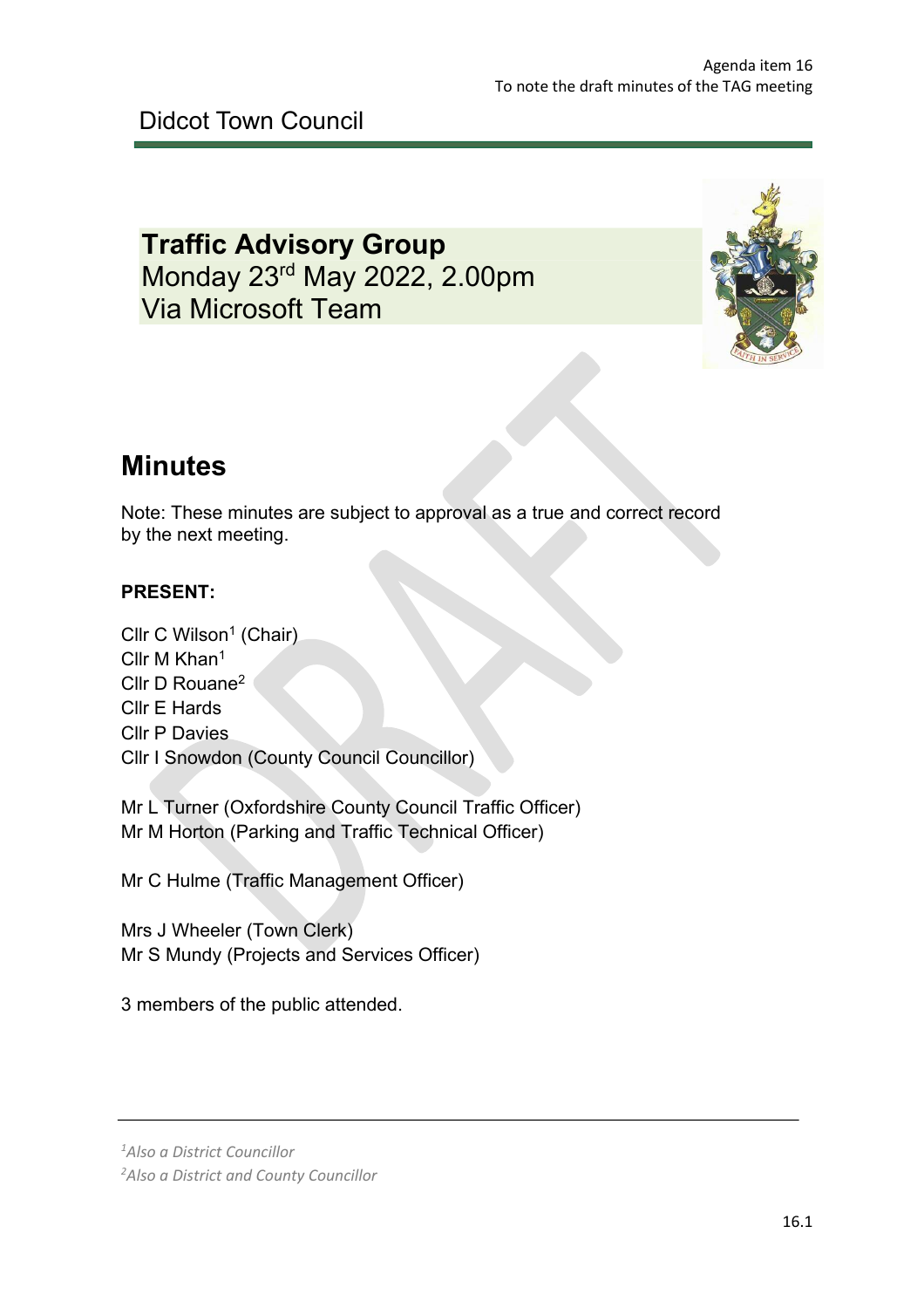Agenda item 16
To note the draft minutes of the TAG meeting

Didcot Town Council

# Traffic Advisory Group

Monday 23rd May 2022, 2.00pm
Via Microsoft Team

## Minutes

Note: These minutes are subject to approval as a true and correct record by the next meeting.

**PRESENT:**

Cllr C Wilson[1] (Chair)
Cllr M Khan[1]
Cllr D Rouane[2]
Cllr E Hards
Cllr P Davies
Cllr I Snowdon (County Council Councillor)

Mr L Turner (Oxfordshire County Council Traffic Officer)
Mr M Horton (Parking and Traffic Technical Officer)

Mr C Hulme (Traffic Management Officer)

Mrs J Wheeler (Town Clerk)
Mr S Mundy (Projects and Services Officer)

3 members of the public attended.

---

*[1]Also a District Councillor*
*[2]Also a District and County Councillor*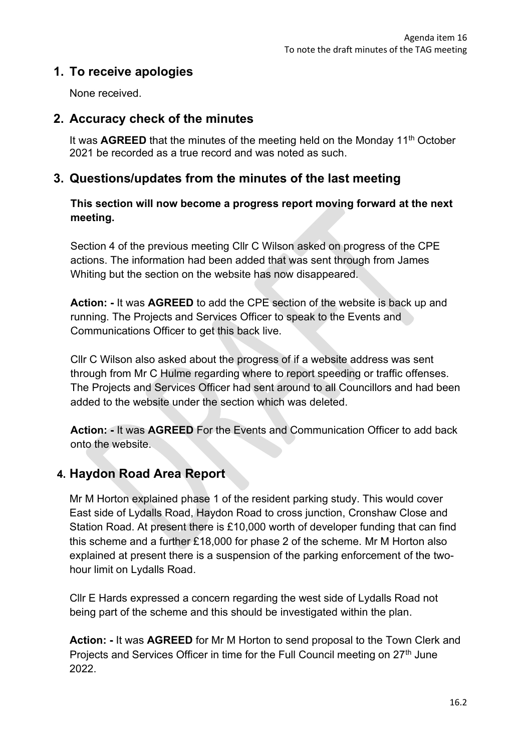Agenda item 16
To note the draft minutes of the TAG meeting

## 1. To receive apologies

None received.

## 2. Accuracy check of the minutes

It was **AGREED** that the minutes of the meeting held on the Monday 11th October 2021 be recorded as a true record and was noted as such.

## 3. Questions/updates from the minutes of the last meeting

**This section will now become a progress report moving forward at the next meeting.**

Section 4 of the previous meeting Cllr C Wilson asked on progress of the CPE actions. The information had been added that was sent through from James Whiting but the section on the website has now disappeared.

**Action: -** It was **AGREED** to add the CPE section of the website is back up and running. The Projects and Services Officer to speak to the Events and Communications Officer to get this back live.

Cllr C Wilson also asked about the progress of if a website address was sent through from Mr C Hulme regarding where to report speeding or traffic offenses. The Projects and Services Officer had sent around to all Councillors and had been added to the website under the section which was deleted.

**Action: -** It was **AGREED** For the Events and Communication Officer to add back onto the website.

## 4. Haydon Road Area Report

Mr M Horton explained phase 1 of the resident parking study. This would cover East side of Lydalls Road, Haydon Road to cross junction, Cronshaw Close and Station Road. At present there is £10,000 worth of developer funding that can find this scheme and a further £18,000 for phase 2 of the scheme. Mr M Horton also explained at present there is a suspension of the parking enforcement of the two-hour limit on Lydalls Road.

Cllr E Hards expressed a concern regarding the west side of Lydalls Road not being part of the scheme and this should be investigated within the plan.

**Action: -** It was **AGREED** for Mr M Horton to send proposal to the Town Clerk and Projects and Services Officer in time for the Full Council meeting on 27th June 2022.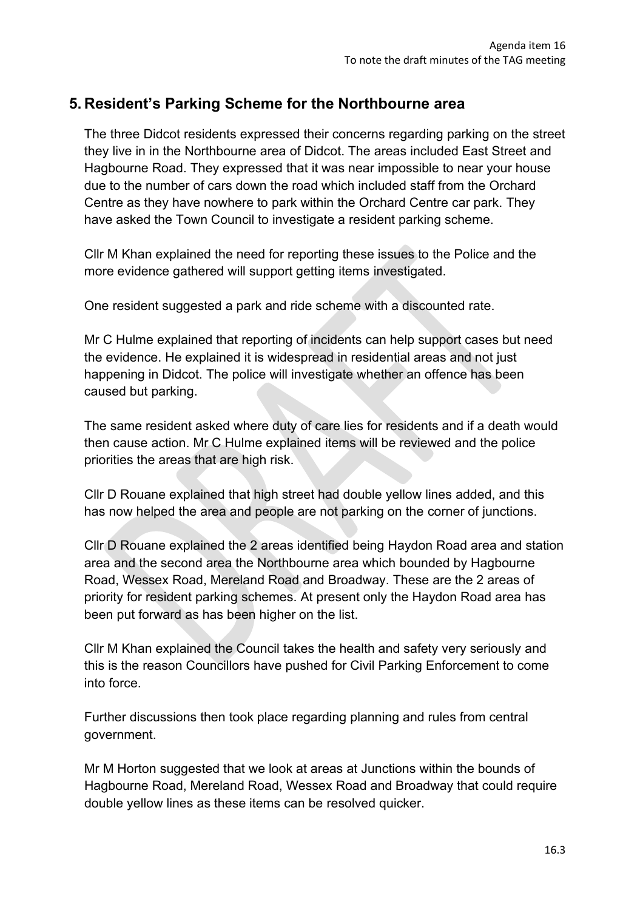## 5. Resident's Parking Scheme for the Northbourne area

The three Didcot residents expressed their concerns regarding parking on the street they live in in the Northbourne area of Didcot. The areas included East Street and Hagbourne Road. They expressed that it was near impossible to near your house due to the number of cars down the road which included staff from the Orchard Centre as they have nowhere to park within the Orchard Centre car park. They have asked the Town Council to investigate a resident parking scheme.

Cllr M Khan explained the need for reporting these issues to the Police and the more evidence gathered will support getting items investigated.

One resident suggested a park and ride scheme with a discounted rate.

Mr C Hulme explained that reporting of incidents can help support cases but need the evidence. He explained it is widespread in residential areas and not just happening in Didcot. The police will investigate whether an offence has been caused but parking.

The same resident asked where duty of care lies for residents and if a death would then cause action. Mr C Hulme explained items will be reviewed and the police priorities the areas that are high risk.

Cllr D Rouane explained that high street had double yellow lines added, and this has now helped the area and people are not parking on the corner of junctions.

Cllr D Rouane explained the 2 areas identified being Haydon Road area and station area and the second area the Northbourne area which bounded by Hagbourne Road, Wessex Road, Mereland Road and Broadway. These are the 2 areas of priority for resident parking schemes. At present only the Haydon Road area has been put forward as has been higher on the list.

Cllr M Khan explained the Council takes the health and safety very seriously and this is the reason Councillors have pushed for Civil Parking Enforcement to come into force.

Further discussions then took place regarding planning and rules from central government.

Mr M Horton suggested that we look at areas at Junctions within the bounds of Hagbourne Road, Mereland Road, Wessex Road and Broadway that could require double yellow lines as these items can be resolved quicker.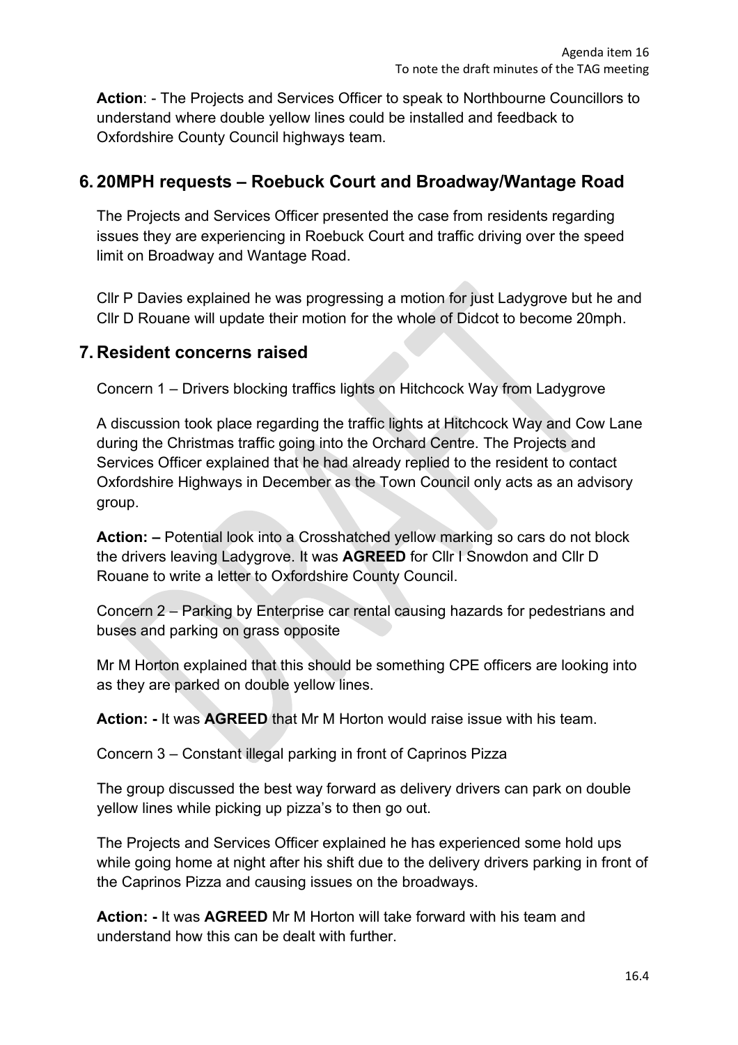**Action**: - The Projects and Services Officer to speak to Northbourne Councillors to understand where double yellow lines could be installed and feedback to Oxfordshire County Council highways team.

## 6. 20MPH requests – Roebuck Court and Broadway/Wantage Road

The Projects and Services Officer presented the case from residents regarding issues they are experiencing in Roebuck Court and traffic driving over the speed limit on Broadway and Wantage Road.

Cllr P Davies explained he was progressing a motion for just Ladygrove but he and Cllr D Rouane will update their motion for the whole of Didcot to become 20mph.

## 7. Resident concerns raised

Concern 1 – Drivers blocking traffics lights on Hitchcock Way from Ladygrove

A discussion took place regarding the traffic lights at Hitchcock Way and Cow Lane during the Christmas traffic going into the Orchard Centre. The Projects and Services Officer explained that he had already replied to the resident to contact Oxfordshire Highways in December as the Town Council only acts as an advisory group.

**Action: –** Potential look into a Crosshatched yellow marking so cars do not block the drivers leaving Ladygrove. It was **AGREED** for Cllr I Snowdon and Cllr D Rouane to write a letter to Oxfordshire County Council.

Concern 2 – Parking by Enterprise car rental causing hazards for pedestrians and buses and parking on grass opposite

Mr M Horton explained that this should be something CPE officers are looking into as they are parked on double yellow lines.

**Action: -** It was **AGREED** that Mr M Horton would raise issue with his team.

Concern 3 – Constant illegal parking in front of Caprinos Pizza

The group discussed the best way forward as delivery drivers can park on double yellow lines while picking up pizza's to then go out.

The Projects and Services Officer explained he has experienced some hold ups while going home at night after his shift due to the delivery drivers parking in front of the Caprinos Pizza and causing issues on the broadways.

**Action: -** It was **AGREED** Mr M Horton will take forward with his team and understand how this can be dealt with further.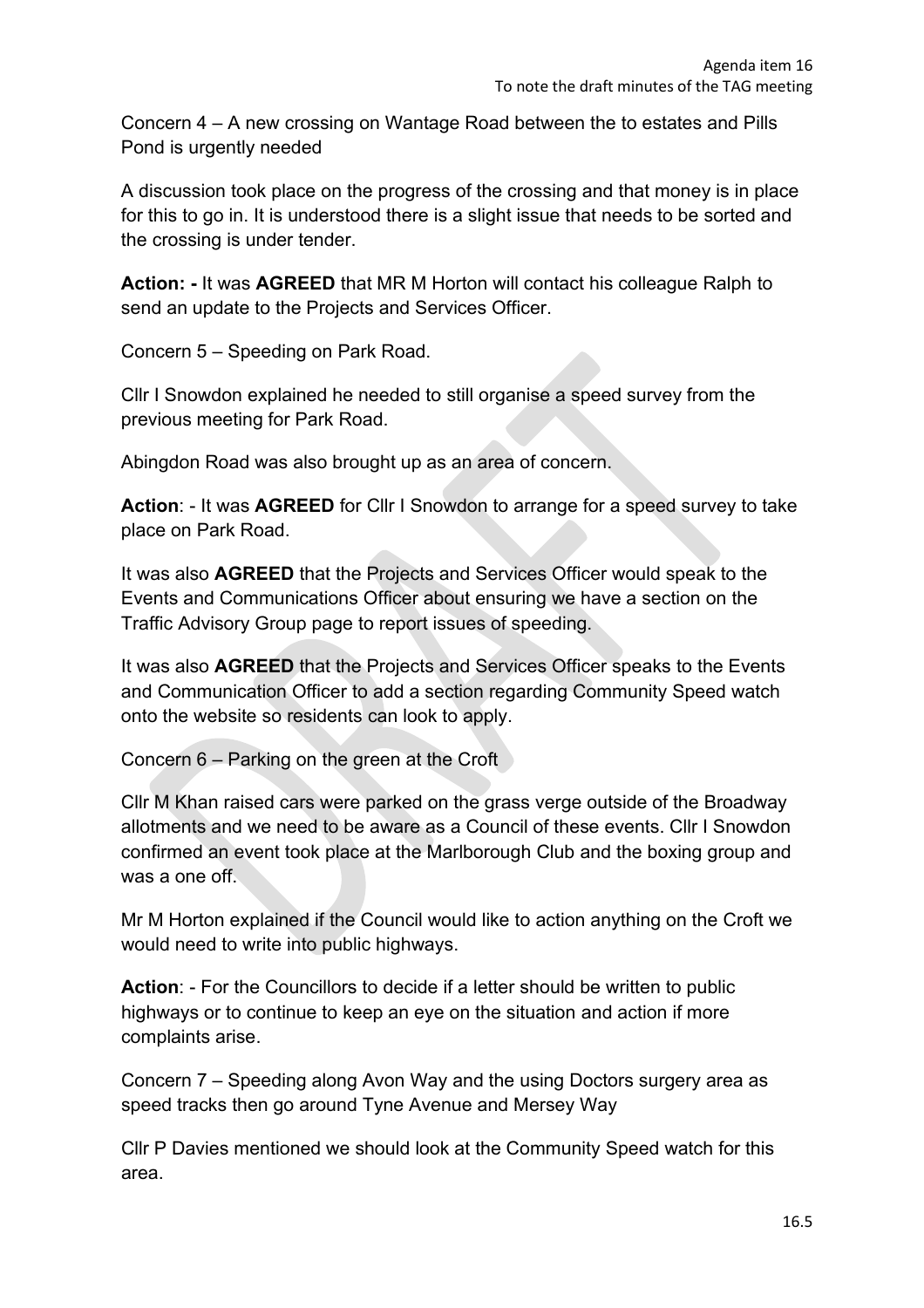Concern 4 – A new crossing on Wantage Road between the to estates and Pills Pond is urgently needed

A discussion took place on the progress of the crossing and that money is in place for this to go in. It is understood there is a slight issue that needs to be sorted and the crossing is under tender.

**Action: -** It was **AGREED** that MR M Horton will contact his colleague Ralph to send an update to the Projects and Services Officer.

Concern 5 – Speeding on Park Road.

Cllr I Snowdon explained he needed to still organise a speed survey from the previous meeting for Park Road.

Abingdon Road was also brought up as an area of concern.

**Action**: - It was **AGREED** for Cllr I Snowdon to arrange for a speed survey to take place on Park Road.

It was also **AGREED** that the Projects and Services Officer would speak to the Events and Communications Officer about ensuring we have a section on the Traffic Advisory Group page to report issues of speeding.

It was also **AGREED** that the Projects and Services Officer speaks to the Events and Communication Officer to add a section regarding Community Speed watch onto the website so residents can look to apply.

Concern 6 – Parking on the green at the Croft

Cllr M Khan raised cars were parked on the grass verge outside of the Broadway allotments and we need to be aware as a Council of these events. Cllr I Snowdon confirmed an event took place at the Marlborough Club and the boxing group and was a one off.

Mr M Horton explained if the Council would like to action anything on the Croft we would need to write into public highways.

**Action**: - For the Councillors to decide if a letter should be written to public highways or to continue to keep an eye on the situation and action if more complaints arise.

Concern 7 – Speeding along Avon Way and the using Doctors surgery area as speed tracks then go around Tyne Avenue and Mersey Way

Cllr P Davies mentioned we should look at the Community Speed watch for this area.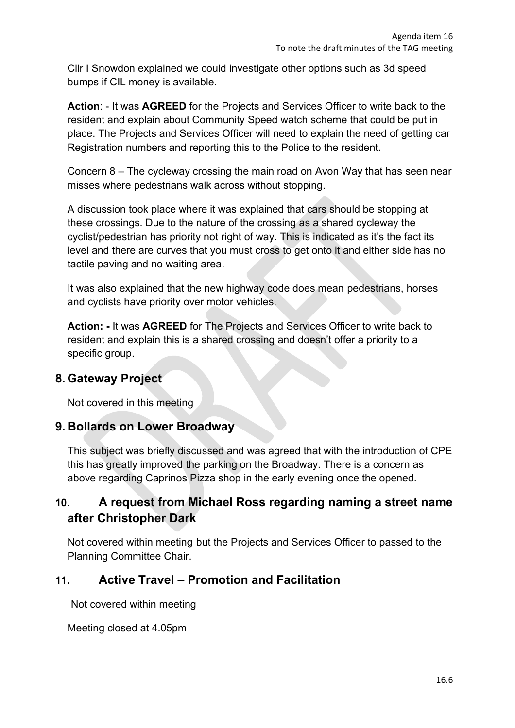Cllr I Snowdon explained we could investigate other options such as 3d speed bumps if CIL money is available.

**Action**: - It was **AGREED** for the Projects and Services Officer to write back to the resident and explain about Community Speed watch scheme that could be put in place. The Projects and Services Officer will need to explain the need of getting car Registration numbers and reporting this to the Police to the resident.

Concern 8 – The cycleway crossing the main road on Avon Way that has seen near misses where pedestrians walk across without stopping.

A discussion took place where it was explained that cars should be stopping at these crossings. Due to the nature of the crossing as a shared cycleway the cyclist/pedestrian has priority not right of way. This is indicated as it's the fact its level and there are curves that you must cross to get onto it and either side has no tactile paving and no waiting area.

It was also explained that the new highway code does mean pedestrians, horses and cyclists have priority over motor vehicles.

**Action: -** It was **AGREED** for The Projects and Services Officer to write back to resident and explain this is a shared crossing and doesn't offer a priority to a specific group.

## 8. Gateway Project

Not covered in this meeting

## 9. Bollards on Lower Broadway

This subject was briefly discussed and was agreed that with the introduction of CPE this has greatly improved the parking on the Broadway. There is a concern as above regarding Caprinos Pizza shop in the early evening once the opened.

## 10. A request from Michael Ross regarding naming a street name after Christopher Dark

Not covered within meeting but the Projects and Services Officer to passed to the Planning Committee Chair.

## 11. Active Travel – Promotion and Facilitation

Not covered within meeting

Meeting closed at 4.05pm